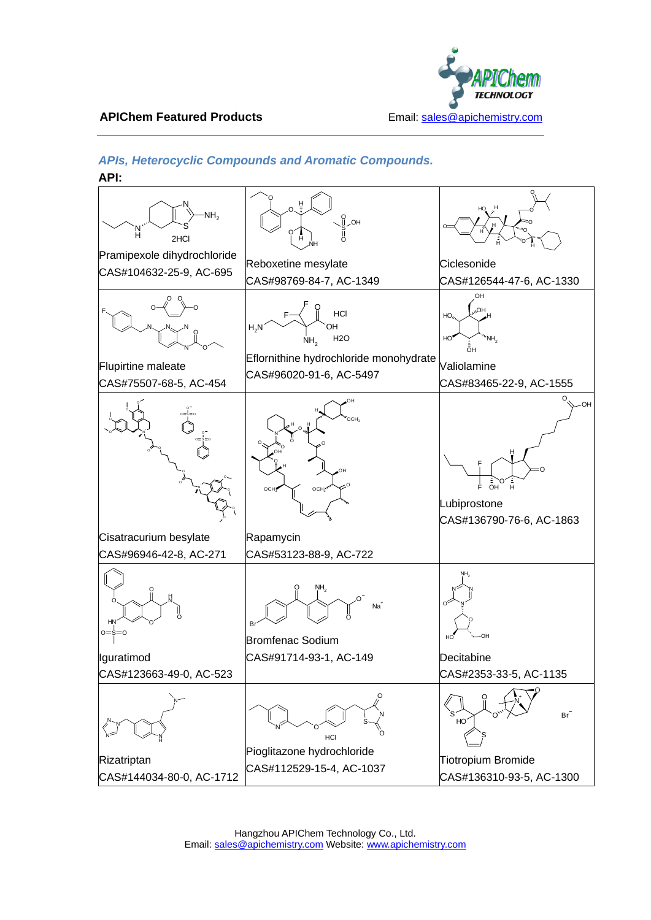**APIChem Featured Products**

Email: sales@apichemistry.com

## *APIs, Heterocyclic Compounds and Aromatic Compounds.*

**API:**

| | | |
|---|---|---|
| Pramipexole dihydrochloride<br>CAS#104632-25-9, AC-695 | Reboxetine mesylate<br>CAS#98769-84-7, AC-1349 | Ciclesonide<br>CAS#126544-47-6, AC-1330 |
| Flupirtine maleate<br>CAS#75507-68-5, AC-454 | Eflornithine hydrochloride monohydrate<br>CAS#96020-91-6, AC-5497 | Valiolamine<br>CAS#83465-22-9, AC-1555 |
| Cisatracurium besylate<br>CAS#96946-42-8, AC-271 | Rapamycin<br>CAS#53123-88-9, AC-722 | Lubiprostone<br>CAS#136790-76-6, AC-1863 |
| Iguratimod<br>CAS#123663-49-0, AC-523 | Bromfenac Sodium<br>CAS#91714-93-1, AC-149 | Decitabine<br>CAS#2353-33-5, AC-1135 |
| Rizatriptan<br>CAS#144034-80-0, AC-1712 | Pioglitazone hydrochloride<br>CAS#112529-15-4, AC-1037 | Tiotropium Bromide<br>CAS#136310-93-5, AC-1300 |

Hangzhou APIChem Technology Co., Ltd.
Email: sales@apichemistry.com Website: www.apichemistry.com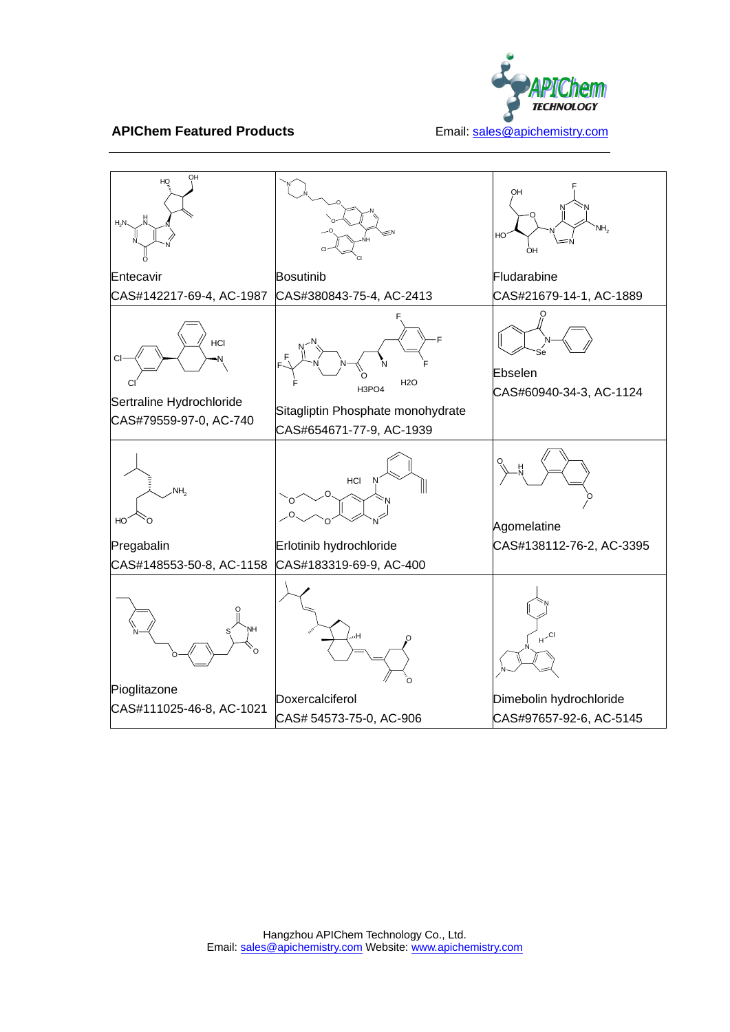**APIChem Featured Products**

Email: sales@apichemistry.com

| | | |
|---|---|---|
| Entecavir<br>CAS#142217-69-4, AC-1987 | Bosutinib<br>CAS#380843-75-4, AC-2413 | Fludarabine<br>CAS#21679-14-1, AC-1889 |
| Sertraline Hydrochloride<br>CAS#79559-97-0, AC-740 | Sitagliptin Phosphate monohydrate<br>CAS#654671-77-9, AC-1939 | Ebselen<br>CAS#60940-34-3, AC-1124 |
| Pregabalin<br>CAS#148553-50-8, AC-1158 | Erlotinib hydrochloride<br>CAS#183319-69-9, AC-400 | Agomelatine<br>CAS#138112-76-2, AC-3395 |
| Pioglitazone<br>CAS#111025-46-8, AC-1021 | Doxercalciferol<br>CAS# 54573-75-0, AC-906 | Dimebolin hydrochloride<br>CAS#97657-92-6, AC-5145 |

Hangzhou APIChem Technology Co., Ltd.
Email: sales@apichemistry.com Website: www.apichemistry.com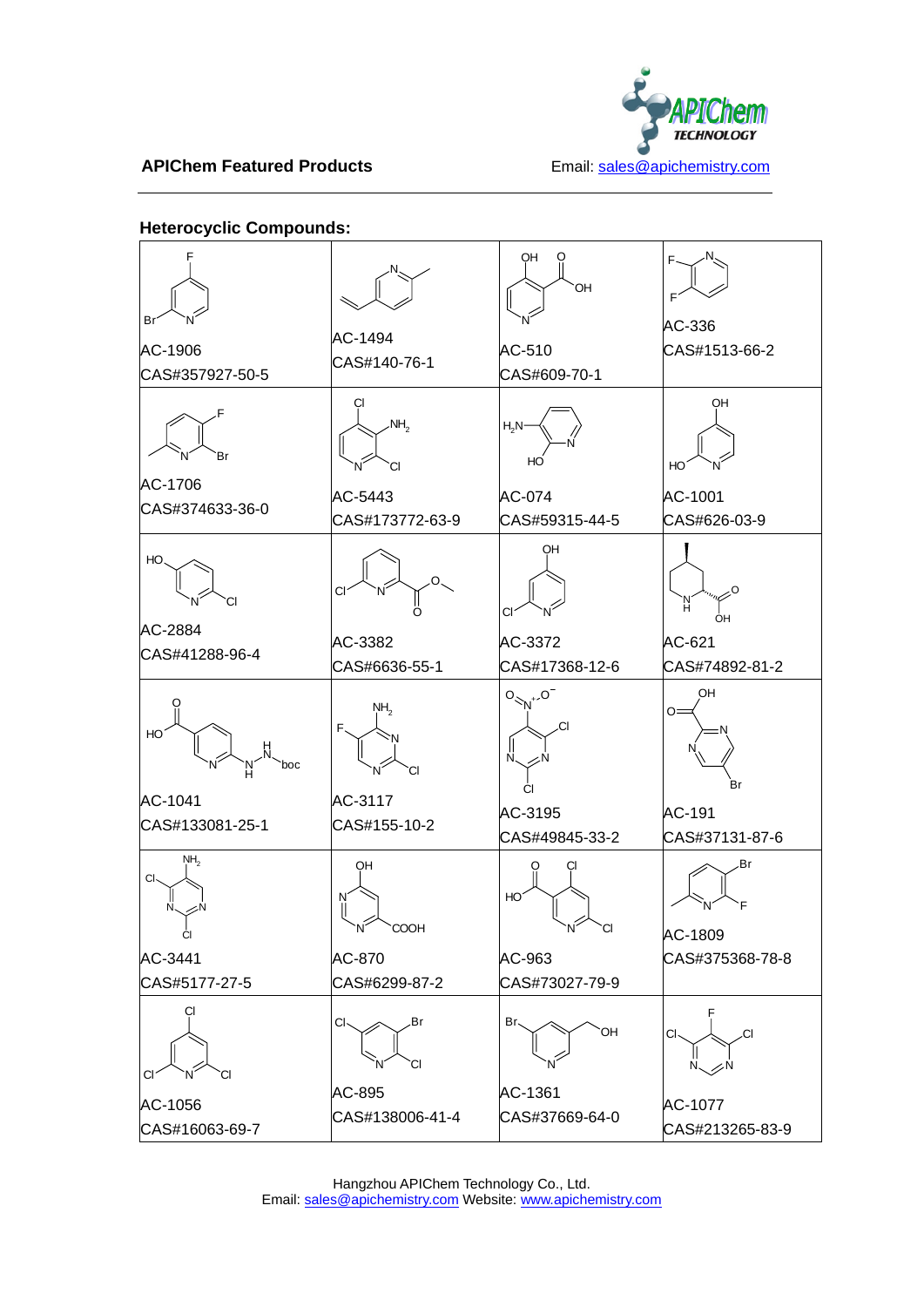APIChem Featured Products

Email: sales@apichemistry.com

### Heterocyclic Compounds:

| | | | |
|---|---|---|---|
| AC-1906<br>CAS#357927-50-5 | AC-1494<br>CAS#140-76-1 | AC-510<br>CAS#609-70-1 | AC-336<br>CAS#1513-66-2 |
| AC-1706<br>CAS#374633-36-0 | AC-5443<br>CAS#173772-63-9 | AC-074<br>CAS#59315-44-5 | AC-1001<br>CAS#626-03-9 |
| AC-2884<br>CAS#41288-96-4 | AC-3382<br>CAS#6636-55-1 | AC-3372<br>CAS#17368-12-6 | AC-621<br>CAS#74892-81-2 |
| AC-1041<br>CAS#133081-25-1 | AC-3117<br>CAS#155-10-2 | AC-3195<br>CAS#49845-33-2 | AC-191<br>CAS#37131-87-6 |
| AC-3441<br>CAS#5177-27-5 | AC-870<br>CAS#6299-87-2 | AC-963<br>CAS#73027-79-9 | AC-1809<br>CAS#375368-78-8 |
| AC-1056<br>CAS#16063-69-7 | AC-895<br>CAS#138006-41-4 | AC-1361<br>CAS#37669-64-0 | AC-1077<br>CAS#213265-83-9 |

Hangzhou APIChem Technology Co., Ltd.
Email: sales@apichemistry.com Website: www.apichemistry.com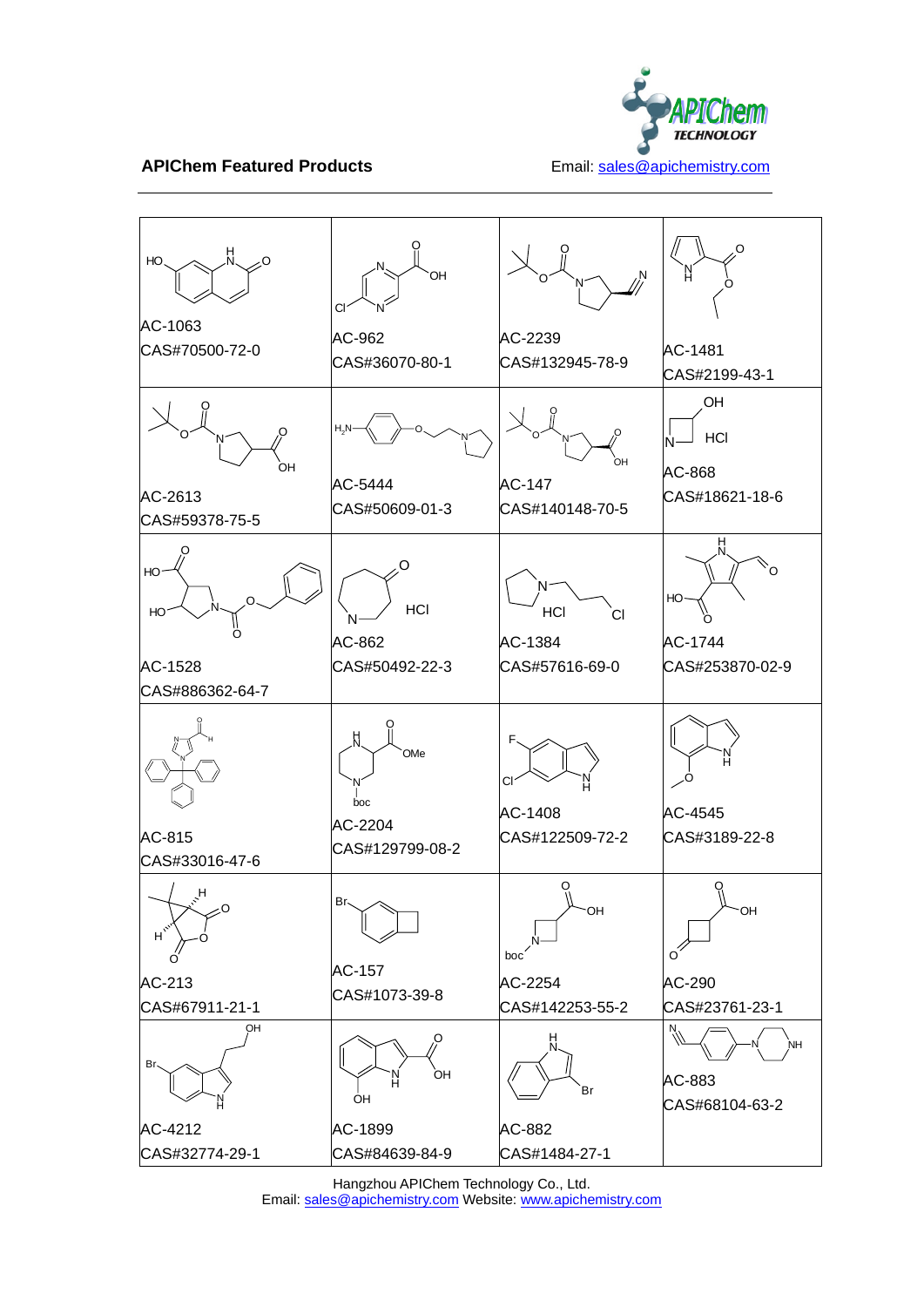**APIChem Featured Products**

Email: sales@apichemistry.com

| | | | |
|---|---|---|---|
| AC-1063<br>CAS#70500-72-0 | AC-962<br>CAS#36070-80-1 | AC-2239<br>CAS#132945-78-9 | AC-1481<br>CAS#2199-43-1 |
| AC-2613<br>CAS#59378-75-5 | AC-5444<br>CAS#50609-01-3 | AC-147<br>CAS#140148-70-5 | HCl<br>AC-868<br>CAS#18621-18-6 |
| AC-1528<br>CAS#886362-64-7 | HCl<br>AC-862<br>CAS#50492-22-3 | HCl<br>AC-1384<br>CAS#57616-69-0 | AC-1744<br>CAS#253870-02-9 |
| AC-815<br>CAS#33016-47-6 | AC-2204<br>CAS#129799-08-2 | AC-1408<br>CAS#122509-72-2 | AC-4545<br>CAS#3189-22-8 |
| AC-213<br>CAS#67911-21-1 | AC-157<br>CAS#1073-39-8 | AC-2254<br>CAS#142253-55-2 | AC-290<br>CAS#23761-23-1 |
| AC-4212<br>CAS#32774-29-1 | AC-1899<br>CAS#84639-84-9 | AC-882<br>CAS#1484-27-1 | AC-883<br>CAS#68104-63-2 |

Hangzhou APIChem Technology Co., Ltd.
Email: sales@apichemistry.com Website: www.apichemistry.com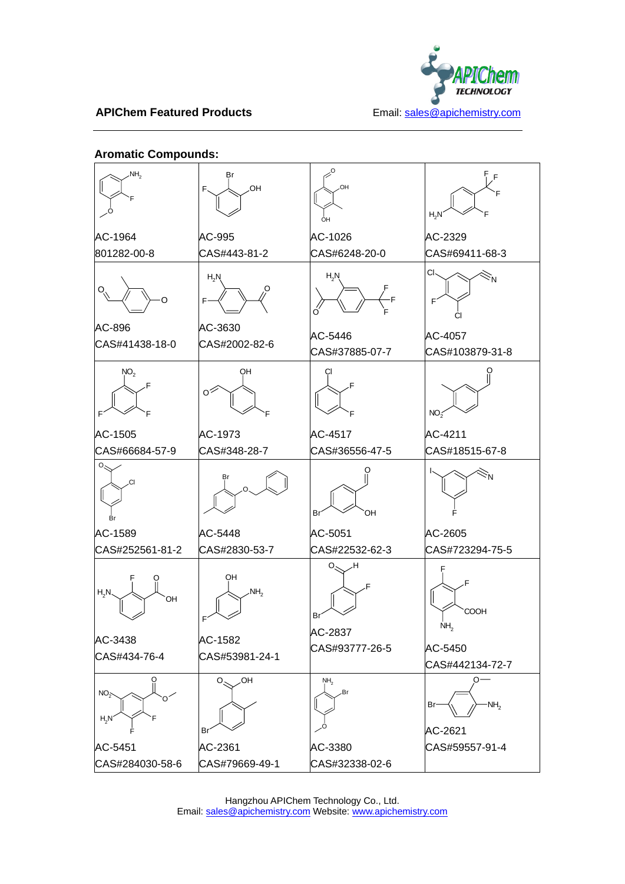**APIChem Featured Products**

Email: sales@apichemistry.com

## Aromatic Compounds:

| | | | |
|---|---|---|---|
| AC-1964<br>801282-00-8 | AC-995<br>CAS#443-81-2 | AC-1026<br>CAS#6248-20-0 | AC-2329<br>CAS#69411-68-3 |
| AC-896<br>CAS#41438-18-0 | AC-3630<br>CAS#2002-82-6 | AC-5446<br>CAS#37885-07-7 | AC-4057<br>CAS#103879-31-8 |
| AC-1505<br>CAS#66684-57-9 | AC-1973<br>CAS#348-28-7 | AC-4517<br>CAS#36556-47-5 | AC-4211<br>CAS#18515-67-8 |
| AC-1589<br>CAS#252561-81-2 | AC-5448<br>CAS#2830-53-7 | AC-5051<br>CAS#22532-62-3 | AC-2605<br>CAS#723294-75-5 |
| AC-3438<br>CAS#434-76-4 | AC-1582<br>CAS#53981-24-1 | AC-2837<br>CAS#93777-26-5 | AC-5450<br>CAS#442134-72-7 |
| AC-5451<br>CAS#284030-58-6 | AC-2361<br>CAS#79669-49-1 | AC-3380<br>CAS#32338-02-6 | AC-2621<br>CAS#59557-91-4 |

Hangzhou APIChem Technology Co., Ltd.
Email: sales@apichemistry.com Website: www.apichemistry.com